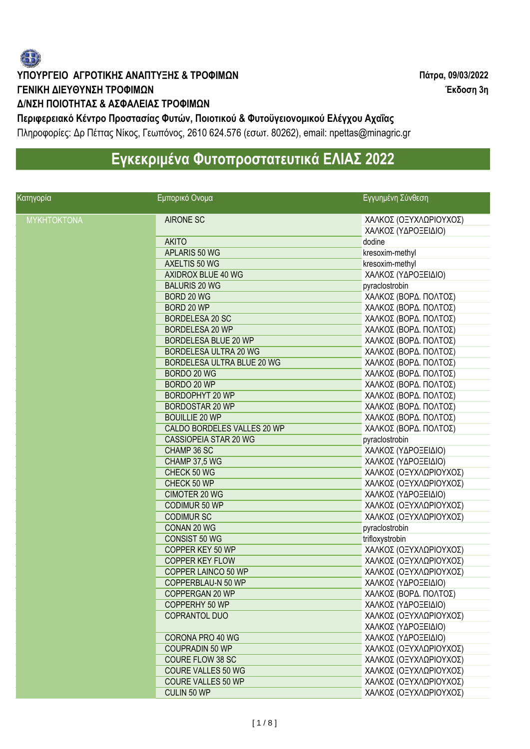**ΥΠΟΥΡΓΕΙΟ ΑΓΡΟΤΙΚΗΣ ΑΝΑΠΤΥΞΗΣ & ΤΡΟΦΙΜΩΝ**
**ΓΕΝΙΚΗ ΔΙΕΥΘΥΝΣΗ ΤΡΟΦΙΜΩΝ**
**Δ/ΝΣΗ ΠΟΙΟΤΗΤΑΣ & ΑΣΦΑΛΕΙΑΣ ΤΡΟΦΙΜΩΝ**
**Περιφερειακό Κέντρο Προστασίας Φυτών, Ποιοτικού & Φυτοϋγειονομικού Ελέγχου Αχαΐας**

**Πάτρα, 09/03/2022**
**Έκδοση 3η**

Πληροφορίες: Δρ Πέττας Νίκος, Γεωπόνος, 2610 624.576 (εσωτ. 80262), email: npettas@minagric.gr

# Εγκεκριμένα Φυτοπροστατευτικά ΕΛΙΑΣ 2022

| Κατηγορία | Εμπορικό Ονομα | Εγγυημένη Σύνθεση |
|---|---|---|
| ΜΥΚΗΤΟΚΤΟΝΑ | AIRONE SC | ΧΑΛΚΟΣ (ΟΞΥΧΛΩΡΙΟΥΧΟΣ) |
| | | ΧΑΛΚΟΣ (ΥΔΡΟΞΕΙΔΙΟ) |
| | AKITO | dodine |
| | APLARIS 50 WG | kresoxim-methyl |
| | AXELTIS 50 WG | kresoxim-methyl |
| | AXIDROX BLUE 40 WG | ΧΑΛΚΟΣ (ΥΔΡΟΞΕΙΔΙΟ) |
| | BALURIS 20 WG | pyraclostrobin |
| | BORD 20 WG | ΧΑΛΚΟΣ (ΒΟΡΔ. ΠΟΛΤΟΣ) |
| | BORD 20 WP | ΧΑΛΚΟΣ (ΒΟΡΔ. ΠΟΛΤΟΣ) |
| | BORDELESA 20 SC | ΧΑΛΚΟΣ (ΒΟΡΔ. ΠΟΛΤΟΣ) |
| | BORDELESA 20 WP | ΧΑΛΚΟΣ (ΒΟΡΔ. ΠΟΛΤΟΣ) |
| | BORDELESA BLUE 20 WP | ΧΑΛΚΟΣ (ΒΟΡΔ. ΠΟΛΤΟΣ) |
| | BORDELESA ULTRA 20 WG | ΧΑΛΚΟΣ (ΒΟΡΔ. ΠΟΛΤΟΣ) |
| | BORDELESA ULTRA BLUE 20 WG | ΧΑΛΚΟΣ (ΒΟΡΔ. ΠΟΛΤΟΣ) |
| | BORDO 20 WG | ΧΑΛΚΟΣ (ΒΟΡΔ. ΠΟΛΤΟΣ) |
| | BORDO 20 WP | ΧΑΛΚΟΣ (ΒΟΡΔ. ΠΟΛΤΟΣ) |
| | BORDOPHYT 20 WP | ΧΑΛΚΟΣ (ΒΟΡΔ. ΠΟΛΤΟΣ) |
| | BORDOSTAR 20 WP | ΧΑΛΚΟΣ (ΒΟΡΔ. ΠΟΛΤΟΣ) |
| | BOUILLIE 20 WP | ΧΑΛΚΟΣ (ΒΟΡΔ. ΠΟΛΤΟΣ) |
| | CALDO BORDELES VALLES 20 WP | ΧΑΛΚΟΣ (ΒΟΡΔ. ΠΟΛΤΟΣ) |
| | CASSIOPEIA STAR 20 WG | pyraclostrobin |
| | CHAMP 36 SC | ΧΑΛΚΟΣ (ΥΔΡΟΞΕΙΔΙΟ) |
| | CHAMP 37,5 WG | ΧΑΛΚΟΣ (ΥΔΡΟΞΕΙΔΙΟ) |
| | CHECK 50 WG | ΧΑΛΚΟΣ (ΟΞΥΧΛΩΡΙΟΥΧΟΣ) |
| | CHECK 50 WP | ΧΑΛΚΟΣ (ΟΞΥΧΛΩΡΙΟΥΧΟΣ) |
| | CIMOTER 20 WG | ΧΑΛΚΟΣ (ΥΔΡΟΞΕΙΔΙΟ) |
| | CODIMUR 50 WP | ΧΑΛΚΟΣ (ΟΞΥΧΛΩΡΙΟΥΧΟΣ) |
| | CODIMUR SC | ΧΑΛΚΟΣ (ΟΞΥΧΛΩΡΙΟΥΧΟΣ) |
| | CONAN 20 WG | pyraclostrobin |
| | CONSIST 50 WG | trifloxystrobin |
| | COPPER KEY 50 WP | ΧΑΛΚΟΣ (ΟΞΥΧΛΩΡΙΟΥΧΟΣ) |
| | COPPER KEY FLOW | ΧΑΛΚΟΣ (ΟΞΥΧΛΩΡΙΟΥΧΟΣ) |
| | COPPER LAINCO 50 WP | ΧΑΛΚΟΣ (ΟΞΥΧΛΩΡΙΟΥΧΟΣ) |
| | COPPERBLAU-N 50 WP | ΧΑΛΚΟΣ (ΥΔΡΟΞΕΙΔΙΟ) |
| | COPPERGAN 20 WP | ΧΑΛΚΟΣ (ΒΟΡΔ. ΠΟΛΤΟΣ) |
| | COPPERHY 50 WP | ΧΑΛΚΟΣ (ΥΔΡΟΞΕΙΔΙΟ) |
| | COPRANTOL DUO | ΧΑΛΚΟΣ (ΟΞΥΧΛΩΡΙΟΥΧΟΣ) |
| | | ΧΑΛΚΟΣ (ΥΔΡΟΞΕΙΔΙΟ) |
| | CORONA PRO 40 WG | ΧΑΛΚΟΣ (ΥΔΡΟΞΕΙΔΙΟ) |
| | COUPRADIN 50 WP | ΧΑΛΚΟΣ (ΟΞΥΧΛΩΡΙΟΥΧΟΣ) |
| | COURE FLOW 38 SC | ΧΑΛΚΟΣ (ΟΞΥΧΛΩΡΙΟΥΧΟΣ) |
| | COURE VALLES 50 WG | ΧΑΛΚΟΣ (ΟΞΥΧΛΩΡΙΟΥΧΟΣ) |
| | COURE VALLES 50 WP | ΧΑΛΚΟΣ (ΟΞΥΧΛΩΡΙΟΥΧΟΣ) |
| | CULIN 50 WP | ΧΑΛΚΟΣ (ΟΞΥΧΛΩΡΙΟΥΧΟΣ) |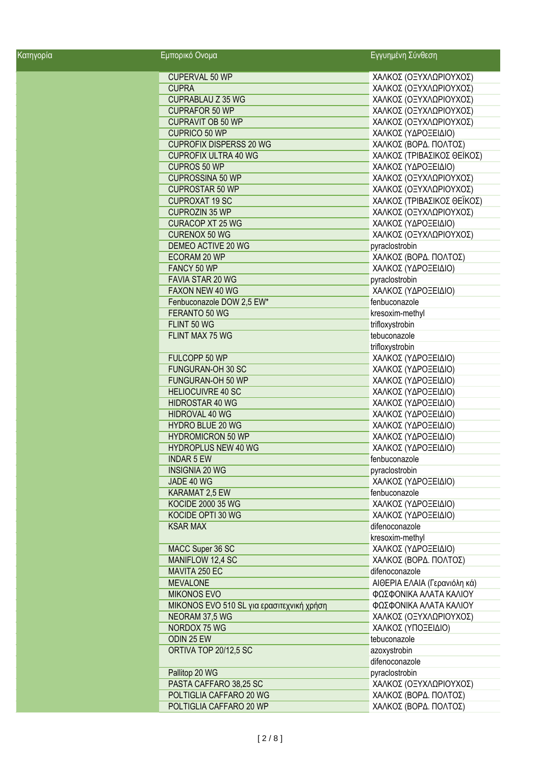| Κατηγορία | Εμπορικό Ονομα | Εγγυημένη Σύνθεση |
|---|---|---|
| | CUPERVAL 50 WP | ΧΑΛΚΟΣ (ΟΞΥΧΛΩΡΙΟΥΧΟΣ) |
| | CUPRA | ΧΑΛΚΟΣ (ΟΞΥΧΛΩΡΙΟΥΧΟΣ) |
| | CUPRABLAU Z 35 WG | ΧΑΛΚΟΣ (ΟΞΥΧΛΩΡΙΟΥΧΟΣ) |
| | CUPRAFOR 50 WP | ΧΑΛΚΟΣ (ΟΞΥΧΛΩΡΙΟΥΧΟΣ) |
| | CUPRAVIT OB 50 WP | ΧΑΛΚΟΣ (ΟΞΥΧΛΩΡΙΟΥΧΟΣ) |
| | CUPRICO 50 WP | ΧΑΛΚΟΣ (ΥΔΡΟΞΕΙΔΙΟ) |
| | CUPROFIX DISPERSS 20 WG | ΧΑΛΚΟΣ (ΒΟΡΔ. ΠΟΛΤΟΣ) |
| | CUPROFIX ULTRA 40 WG | ΧΑΛΚΟΣ (ΤΡΙΒΑΣΙΚΟΣ ΘΕΪΚΟΣ) |
| | CUPROS 50 WP | ΧΑΛΚΟΣ (ΥΔΡΟΞΕΙΔΙΟ) |
| | CUPROSSINA 50 WP | ΧΑΛΚΟΣ (ΟΞΥΧΛΩΡΙΟΥΧΟΣ) |
| | CUPROSTAR 50 WP | ΧΑΛΚΟΣ (ΟΞΥΧΛΩΡΙΟΥΧΟΣ) |
| | CUPROXAT 19 SC | ΧΑΛΚΟΣ (ΤΡΙΒΑΣΙΚΟΣ ΘΕΪΚΟΣ) |
| | CUPROZIN 35 WP | ΧΑΛΚΟΣ (ΟΞΥΧΛΩΡΙΟΥΧΟΣ) |
| | CURACOP XT 25 WG | ΧΑΛΚΟΣ (ΥΔΡΟΞΕΙΔΙΟ) |
| | CURENOX 50 WG | ΧΑΛΚΟΣ (ΟΞΥΧΛΩΡΙΟΥΧΟΣ) |
| | DEMEO ACTIVE 20 WG | pyraclostrobin |
| | ECORAM 20 WP | ΧΑΛΚΟΣ (ΒΟΡΔ. ΠΟΛΤΟΣ) |
| | FANCY 50 WP | ΧΑΛΚΟΣ (ΥΔΡΟΞΕΙΔΙΟ) |
| | FAVIA STAR 20 WG | pyraclostrobin |
| | FAXON NEW 40 WG | ΧΑΛΚΟΣ (ΥΔΡΟΞΕΙΔΙΟ) |
| | Fenbuconazole DOW 2,5 EW* | fenbuconazole |
| | FERANTO 50 WG | kresoxim-methyl |
| | FLINT 50 WG | trifloxystrobin |
| | FLINT MAX 75 WG | tebuconazole |
| | | trifloxystrobin |
| | FULCOPP 50 WP | ΧΑΛΚΟΣ (ΥΔΡΟΞΕΙΔΙΟ) |
| | FUNGURAN-OH 30 SC | ΧΑΛΚΟΣ (ΥΔΡΟΞΕΙΔΙΟ) |
| | FUNGURAN-OH 50 WP | ΧΑΛΚΟΣ (ΥΔΡΟΞΕΙΔΙΟ) |
| | HELIOCUIVRE 40 SC | ΧΑΛΚΟΣ (ΥΔΡΟΞΕΙΔΙΟ) |
| | HIDROSTAR 40 WG | ΧΑΛΚΟΣ (ΥΔΡΟΞΕΙΔΙΟ) |
| | HIDROVAL 40 WG | ΧΑΛΚΟΣ (ΥΔΡΟΞΕΙΔΙΟ) |
| | HYDRO BLUE 20 WG | ΧΑΛΚΟΣ (ΥΔΡΟΞΕΙΔΙΟ) |
| | HYDROMICRON 50 WP | ΧΑΛΚΟΣ (ΥΔΡΟΞΕΙΔΙΟ) |
| | HYDROPLUS NEW 40 WG | ΧΑΛΚΟΣ (ΥΔΡΟΞΕΙΔΙΟ) |
| | INDAR 5 EW | fenbuconazole |
| | INSIGNIA 20 WG | pyraclostrobin |
| | JADE 40 WG | ΧΑΛΚΟΣ (ΥΔΡΟΞΕΙΔΙΟ) |
| | KARAMAT 2,5 EW | fenbuconazole |
| | KOCIDE 2000 35 WG | ΧΑΛΚΟΣ (ΥΔΡΟΞΕΙΔΙΟ) |
| | KOCIDE OPTI 30 WG | ΧΑΛΚΟΣ (ΥΔΡΟΞΕΙΔΙΟ) |
| | KSAR MAX | difenoconazole |
| | | kresoxim-methyl |
| | MACC Super 36 SC | ΧΑΛΚΟΣ (ΥΔΡΟΞΕΙΔΙΟ) |
| | MANIFLOW 12,4 SC | ΧΑΛΚΟΣ (ΒΟΡΔ. ΠΟΛΤΟΣ) |
| | MAVITA 250 EC | difenoconazole |
| | MEVALONE | ΑΙΘΕΡΙΑ ΕΛΑΙΑ (Γερανιόλη κά) |
| | MIKONOS EVO | ΦΩΣΦΟΝΙΚΑ ΑΛΑΤΑ ΚΑΛΙΟΥ |
| | MIKONOS EVO 510 SL για ερασιτεχνική χρήση | ΦΩΣΦΟΝΙΚΑ ΑΛΑΤΑ ΚΑΛΙΟΥ |
| | NEORAM 37,5 WG | ΧΑΛΚΟΣ (ΟΞΥΧΛΩΡΙΟΥΧΟΣ) |
| | NORDOX 75 WG | ΧΑΛΚΟΣ (ΥΠΟΞΕΙΔΙΟ) |
| | ODIN 25 EW | tebuconazole |
| | ORTIVA TOP 20/12,5 SC | azoxystrobin |
| | | difenoconazole |
| | Pallitop 20 WG | pyraclostrobin |
| | PASTA CAFFARO 38,25 SC | ΧΑΛΚΟΣ (ΟΞΥΧΛΩΡΙΟΥΧΟΣ) |
| | POLTIGLIA CAFFARO 20 WG | ΧΑΛΚΟΣ (ΒΟΡΔ. ΠΟΛΤΟΣ) |
| | POLTIGLIA CAFFARO 20 WP | ΧΑΛΚΟΣ (ΒΟΡΔ. ΠΟΛΤΟΣ) |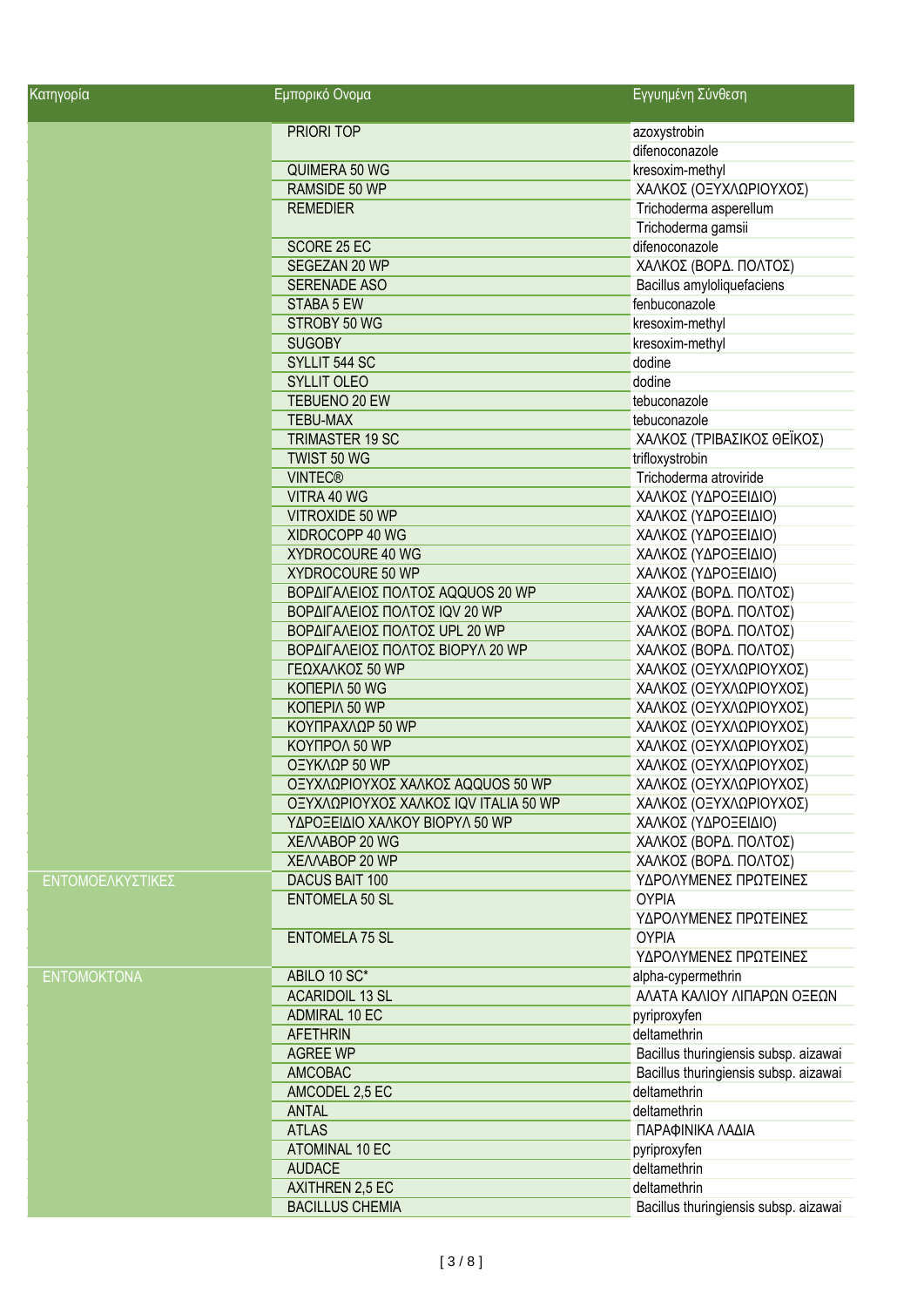| Κατηγορία | Εμπορικό Ονομα | Εγγυημένη Σύνθεση |
|---|---|---|
| | PRIORI TOP | azoxystrobin |
| | | difenoconazole |
| | QUIMERA 50 WG | kresoxim-methyl |
| | RAMSIDE 50 WP | ΧΑΛΚΟΣ (ΟΞΥΧΛΩΡΙΟΥΧΟΣ) |
| | REMEDIER | Trichoderma asperellum |
| | | Trichoderma gamsii |
| | SCORE 25 EC | difenoconazole |
| | SEGEZAN 20 WP | ΧΑΛΚΟΣ (ΒΟΡΔ. ΠΟΛΤΟΣ) |
| | SERENADE ASO | Bacillus amyloliquefaciens |
| | STABA 5 EW | fenbuconazole |
| | STROBY 50 WG | kresoxim-methyl |
| | SUGOBY | kresoxim-methyl |
| | SYLLIT 544 SC | dodine |
| | SYLLIT OLEO | dodine |
| | TEBUENO 20 EW | tebuconazole |
| | TEBU-MAX | tebuconazole |
| | TRIMASTER 19 SC | ΧΑΛΚΟΣ (ΤΡΙΒΑΣΙΚΟΣ ΘΕΪΚΟΣ) |
| | TWIST 50 WG | trifloxystrobin |
| | VINTEC® | Trichoderma atroviride |
| | VITRA 40 WG | ΧΑΛΚΟΣ (ΥΔΡΟΞΕΙΔΙΟ) |
| | VITROXIDE 50 WP | ΧΑΛΚΟΣ (ΥΔΡΟΞΕΙΔΙΟ) |
| | XIDROCOPP 40 WG | ΧΑΛΚΟΣ (ΥΔΡΟΞΕΙΔΙΟ) |
| | XYDROCOURE 40 WG | ΧΑΛΚΟΣ (ΥΔΡΟΞΕΙΔΙΟ) |
| | XYDROCOURE 50 WP | ΧΑΛΚΟΣ (ΥΔΡΟΞΕΙΔΙΟ) |
| | ΒΟΡΔΙΓΑΛΕΙΟΣ ΠΟΛΤΟΣ AQQUOS 20 WP | ΧΑΛΚΟΣ (ΒΟΡΔ. ΠΟΛΤΟΣ) |
| | ΒΟΡΔΙΓΑΛΕΙΟΣ ΠΟΛΤΟΣ IQV 20 WP | ΧΑΛΚΟΣ (ΒΟΡΔ. ΠΟΛΤΟΣ) |
| | ΒΟΡΔΙΓΑΛΕΙΟΣ ΠΟΛΤΟΣ UPL 20 WP | ΧΑΛΚΟΣ (ΒΟΡΔ. ΠΟΛΤΟΣ) |
| | ΒΟΡΔΙΓΑΛΕΙΟΣ ΠΟΛΤΟΣ ΒΙΟΡΥΛ 20 WP | ΧΑΛΚΟΣ (ΒΟΡΔ. ΠΟΛΤΟΣ) |
| | ΓΕΩΧΑΛΚΟΣ 50 WP | ΧΑΛΚΟΣ (ΟΞΥΧΛΩΡΙΟΥΧΟΣ) |
| | ΚΟΠΕΡΙΛ 50 WG | ΧΑΛΚΟΣ (ΟΞΥΧΛΩΡΙΟΥΧΟΣ) |
| | ΚΟΠΕΡΙΛ 50 WP | ΧΑΛΚΟΣ (ΟΞΥΧΛΩΡΙΟΥΧΟΣ) |
| | ΚΟΥΠΡΑΧΛΩΡ 50 WP | ΧΑΛΚΟΣ (ΟΞΥΧΛΩΡΙΟΥΧΟΣ) |
| | ΚΟΥΠΡΟΛ 50 WP | ΧΑΛΚΟΣ (ΟΞΥΧΛΩΡΙΟΥΧΟΣ) |
| | ΟΞΥΚΛΩΡ 50 WP | ΧΑΛΚΟΣ (ΟΞΥΧΛΩΡΙΟΥΧΟΣ) |
| | ΟΞΥΧΛΩΡΙΟΥΧΟΣ ΧΑΛΚΟΣ AQQUOS 50 WP | ΧΑΛΚΟΣ (ΟΞΥΧΛΩΡΙΟΥΧΟΣ) |
| | ΟΞΥΧΛΩΡΙΟΥΧΟΣ ΧΑΛΚΟΣ IQV ITALIA 50 WP | ΧΑΛΚΟΣ (ΟΞΥΧΛΩΡΙΟΥΧΟΣ) |
| | ΥΔΡΟΞΕΙΔΙΟ ΧΑΛΚΟΥ ΒΙΟΡΥΛ 50 WP | ΧΑΛΚΟΣ (ΥΔΡΟΞΕΙΔΙΟ) |
| | ΧΕΛΛΑΒΟΡ 20 WG | ΧΑΛΚΟΣ (ΒΟΡΔ. ΠΟΛΤΟΣ) |
| | ΧΕΛΛΑΒΟΡ 20 WP | ΧΑΛΚΟΣ (ΒΟΡΔ. ΠΟΛΤΟΣ) |
| ΕΝΤΟΜΟΕΛΚΥΣΤΙΚΕΣ | DACUS BAIT 100 | ΥΔΡΟΛΥΜΕΝΕΣ ΠΡΩΤΕΙΝΕΣ |
| | ENTOMELA 50 SL | ΟΥΡΙΑ |
| | | ΥΔΡΟΛΥΜΕΝΕΣ ΠΡΩΤΕΙΝΕΣ |
| | ENTOMELA 75 SL | ΟΥΡΙΑ |
| | | ΥΔΡΟΛΥΜΕΝΕΣ ΠΡΩΤΕΙΝΕΣ |
| ΕΝΤΟΜΟΚΤΟΝΑ | ABILO 10 SC* | alpha-cypermethrin |
| | ACARIDOIL 13 SL | ΑΛΑΤΑ ΚΑΛΙΟΥ ΛΙΠΑΡΩΝ ΟΞΕΩΝ |
| | ADMIRAL 10 EC | pyriproxyfen |
| | AFETHRIN | deltamethrin |
| | AGREE WP | Bacillus thuringiensis subsp. aizawai |
| | AMCOBAC | Bacillus thuringiensis subsp. aizawai |
| | AMCODEL 2,5 EC | deltamethrin |
| | ANTAL | deltamethrin |
| | ATLAS | ΠΑΡΑΦΙΝΙΚΑ ΛΑΔΙΑ |
| | ATOMINAL 10 EC | pyriproxyfen |
| | AUDACE | deltamethrin |
| | AXITHREN 2,5 EC | deltamethrin |
| | BACILLUS CHEMIA | Bacillus thuringiensis subsp. aizawai |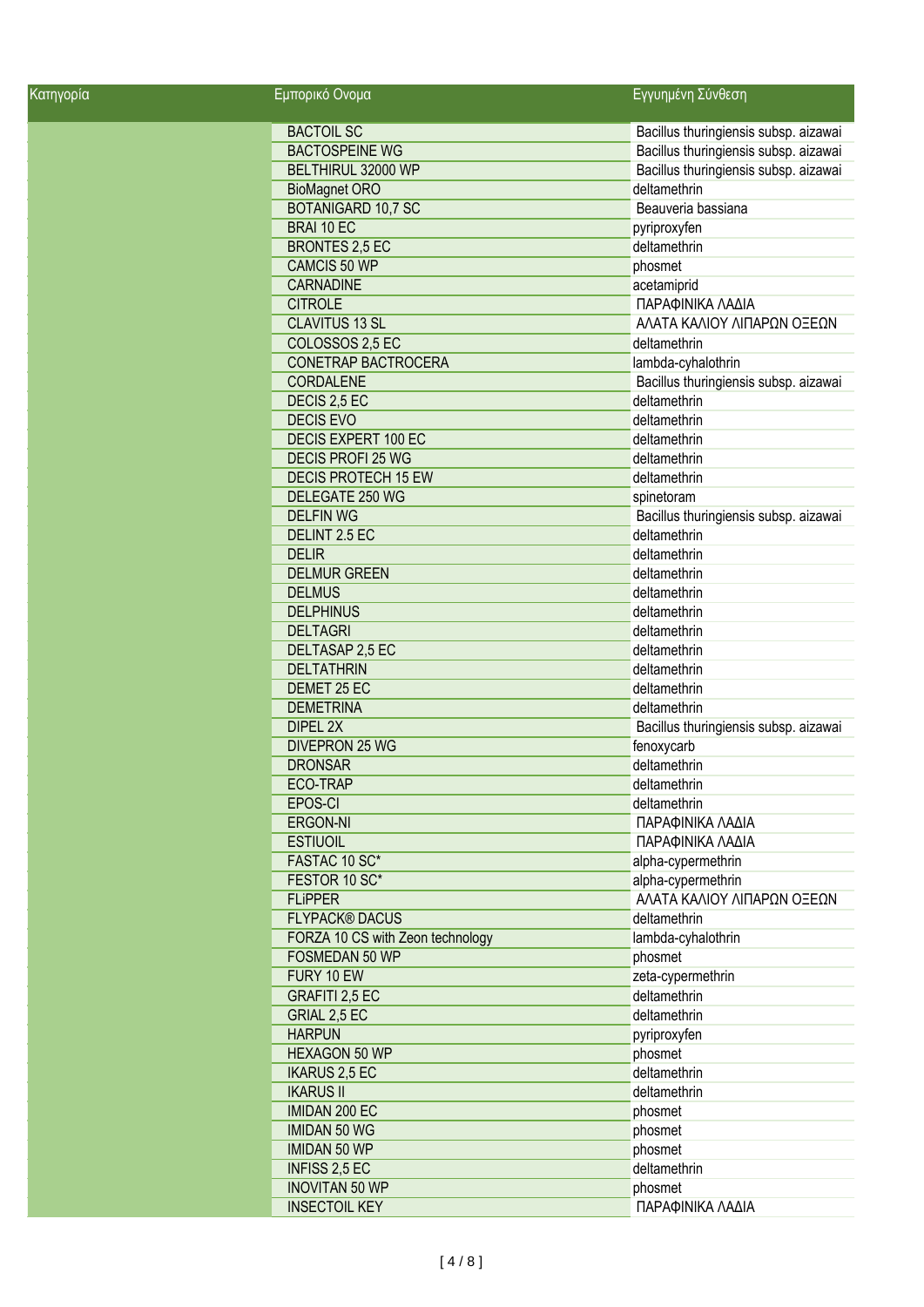| Κατηγορία | Εμπορικό Ονομα | Εγγυημένη Σύνθεση |
|---|---|---|
| | BACTOIL SC | Bacillus thuringiensis subsp. aizawai |
| | BACTOSPEINE WG | Bacillus thuringiensis subsp. aizawai |
| | BELTHIRUL 32000 WP | Bacillus thuringiensis subsp. aizawai |
| | BioMagnet ORO | deltamethrin |
| | BOTANIGARD 10,7 SC | Beauveria bassiana |
| | BRAI 10 EC | pyriproxyfen |
| | BRONTES 2,5 EC | deltamethrin |
| | CAMCIS 50 WP | phosmet |
| | CARNADINE | acetamiprid |
| | CITROLE | ΠΑΡΑΦΙΝΙΚΑ ΛΑΔΙΑ |
| | CLAVITUS 13 SL | ΑΛΑΤΑ ΚΑΛΙΟΥ ΛΙΠΑΡΩΝ ΟΞΕΩΝ |
| | COLOSSOS 2,5 EC | deltamethrin |
| | CONETRAP BACTROCERA | lambda-cyhalothrin |
| | CORDALENE | Bacillus thuringiensis subsp. aizawai |
| | DECIS 2,5 EC | deltamethrin |
| | DECIS EVO | deltamethrin |
| | DECIS EXPERT 100 EC | deltamethrin |
| | DECIS PROFI 25 WG | deltamethrin |
| | DECIS PROTECH 15 EW | deltamethrin |
| | DELEGATE 250 WG | spinetoram |
| | DELFIN WG | Bacillus thuringiensis subsp. aizawai |
| | DELINT 2.5 EC | deltamethrin |
| | DELIR | deltamethrin |
| | DELMUR GREEN | deltamethrin |
| | DELMUS | deltamethrin |
| | DELPHINUS | deltamethrin |
| | DELTAGRI | deltamethrin |
| | DELTASAP 2,5 EC | deltamethrin |
| | DELTATHRIN | deltamethrin |
| | DEMET 25 EC | deltamethrin |
| | DEMETRINA | deltamethrin |
| | DIPEL 2X | Bacillus thuringiensis subsp. aizawai |
| | DIVEPRON 25 WG | fenoxycarb |
| | DRONSAR | deltamethrin |
| | ECO-TRAP | deltamethrin |
| | EPOS-CI | deltamethrin |
| | ERGON-NI | ΠΑΡΑΦΙΝΙΚΑ ΛΑΔΙΑ |
| | ESTIUOIL | ΠΑΡΑΦΙΝΙΚΑ ΛΑΔΙΑ |
| | FASTAC 10 SC* | alpha-cypermethrin |
| | FESTOR 10 SC* | alpha-cypermethrin |
| | FLiPPER | ΑΛΑΤΑ ΚΑΛΙΟΥ ΛΙΠΑΡΩΝ ΟΞΕΩΝ |
| | FLYPACK® DACUS | deltamethrin |
| | FORZA 10 CS with Zeon technology | lambda-cyhalothrin |
| | FOSMEDAN 50 WP | phosmet |
| | FURY 10 EW | zeta-cypermethrin |
| | GRAFITI 2,5 EC | deltamethrin |
| | GRIAL 2,5 EC | deltamethrin |
| | HARPUN | pyriproxyfen |
| | HEXAGON 50 WP | phosmet |
| | IKARUS 2,5 EC | deltamethrin |
| | IKARUS II | deltamethrin |
| | IMIDAN 200 EC | phosmet |
| | IMIDAN 50 WG | phosmet |
| | IMIDAN 50 WP | phosmet |
| | INFISS 2,5 EC | deltamethrin |
| | INOVITAN 50 WP | phosmet |
| | INSECTOIL KEY | ΠΑΡΑΦΙΝΙΚΑ ΛΑΔΙΑ |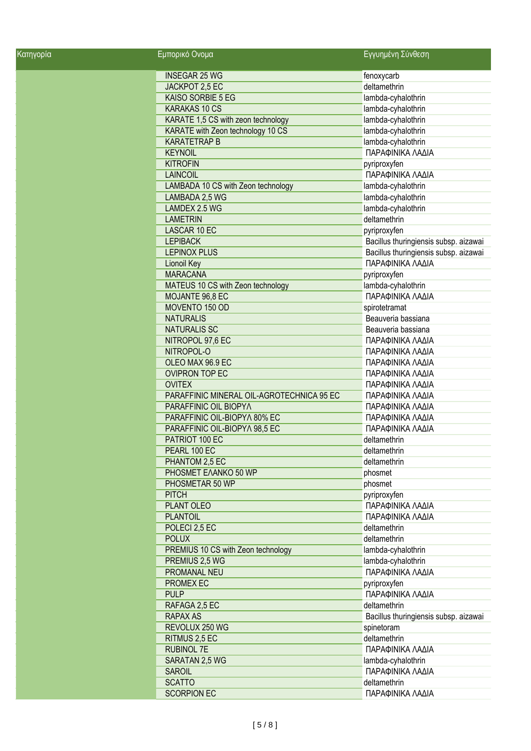| Κατηγορία | Εμπορικό Ονομα | Εγγυημένη Σύνθεση |
| --- | --- | --- |
| | INSEGAR 25 WG | fenoxycarb |
| | JACKPOT 2,5 EC | deltamethrin |
| | KAISO SORBIE 5 EG | lambda-cyhalothrin |
| | KARAKAS 10 CS | lambda-cyhalothrin |
| | KARATE 1,5 CS with zeon technology | lambda-cyhalothrin |
| | KARATE with Zeon technology 10 CS | lambda-cyhalothrin |
| | KARATETRAP B | lambda-cyhalothrin |
| | KEYNOIL | ΠΑΡΑΦΙΝΙΚΑ ΛΑΔΙΑ |
| | KITROFIN | pyriproxyfen |
| | LAINCOIL | ΠΑΡΑΦΙΝΙΚΑ ΛΑΔΙΑ |
| | LAMBADA 10 CS with Zeon technology | lambda-cyhalothrin |
| | LAMBADA 2,5 WG | lambda-cyhalothrin |
| | LAMDEX 2.5 WG | lambda-cyhalothrin |
| | LAMETRIN | deltamethrin |
| | LASCAR 10 EC | pyriproxyfen |
| | LEPIBACK | Bacillus thuringiensis subsp. aizawai |
| | LEPINOX PLUS | Bacillus thuringiensis subsp. aizawai |
| | Lionoil Key | ΠΑΡΑΦΙΝΙΚΑ ΛΑΔΙΑ |
| | MARACANA | pyriproxyfen |
| | MATEUS 10 CS with Zeon technology | lambda-cyhalothrin |
| | MOJANTE 96,8 EC | ΠΑΡΑΦΙΝΙΚΑ ΛΑΔΙΑ |
| | MOVENTO 150 OD | spirotetramat |
| | NATURALIS | Beauveria bassiana |
| | NATURALIS SC | Beauveria bassiana |
| | NITROPOL 97,6 EC | ΠΑΡΑΦΙΝΙΚΑ ΛΑΔΙΑ |
| | NITROPOL-O | ΠΑΡΑΦΙΝΙΚΑ ΛΑΔΙΑ |
| | OLEO MAX 96.9 EC | ΠΑΡΑΦΙΝΙΚΑ ΛΑΔΙΑ |
| | OVIPRON TOP EC | ΠΑΡΑΦΙΝΙΚΑ ΛΑΔΙΑ |
| | OVITEX | ΠΑΡΑΦΙΝΙΚΑ ΛΑΔΙΑ |
| | PARAFFINIC MINERAL OIL-AGROTECHNICA 95 EC | ΠΑΡΑΦΙΝΙΚΑ ΛΑΔΙΑ |
| | PARAFFINIC OIL BIOPYΛ | ΠΑΡΑΦΙΝΙΚΑ ΛΑΔΙΑ |
| | PARAFFINIC OIL-BIOPYΛ 80% EC | ΠΑΡΑΦΙΝΙΚΑ ΛΑΔΙΑ |
| | PARAFFINIC OIL-BIOPYΛ 98,5 EC | ΠΑΡΑΦΙΝΙΚΑ ΛΑΔΙΑ |
| | PATRIOT 100 EC | deltamethrin |
| | PEARL 100 EC | deltamethrin |
| | PHANTOM 2,5 EC | deltamethrin |
| | PHOSMET ΕΛΑΝΚΟ 50 WP | phosmet |
| | PHOSMETAR 50 WP | phosmet |
| | PITCH | pyriproxyfen |
| | PLANT OLEO | ΠΑΡΑΦΙΝΙΚΑ ΛΑΔΙΑ |
| | PLANTOIL | ΠΑΡΑΦΙΝΙΚΑ ΛΑΔΙΑ |
| | POLECI 2,5 EC | deltamethrin |
| | POLUX | deltamethrin |
| | PREMIUS 10 CS with Zeon technology | lambda-cyhalothrin |
| | PREMIUS 2,5 WG | lambda-cyhalothrin |
| | PROMANAL NEU | ΠΑΡΑΦΙΝΙΚΑ ΛΑΔΙΑ |
| | PROMEX EC | pyriproxyfen |
| | PULP | ΠΑΡΑΦΙΝΙΚΑ ΛΑΔΙΑ |
| | RAFAGA 2,5 EC | deltamethrin |
| | RAPAX AS | Bacillus thuringiensis subsp. aizawai |
| | REVOLUX 250 WG | spinetoram |
| | RITMUS 2,5 EC | deltamethrin |
| | RUBINOL 7E | ΠΑΡΑΦΙΝΙΚΑ ΛΑΔΙΑ |
| | SARATAN 2,5 WG | lambda-cyhalothrin |
| | SAROIL | ΠΑΡΑΦΙΝΙΚΑ ΛΑΔΙΑ |
| | SCATTO | deltamethrin |
| | SCORPION EC | ΠΑΡΑΦΙΝΙΚΑ ΛΑΔΙΑ |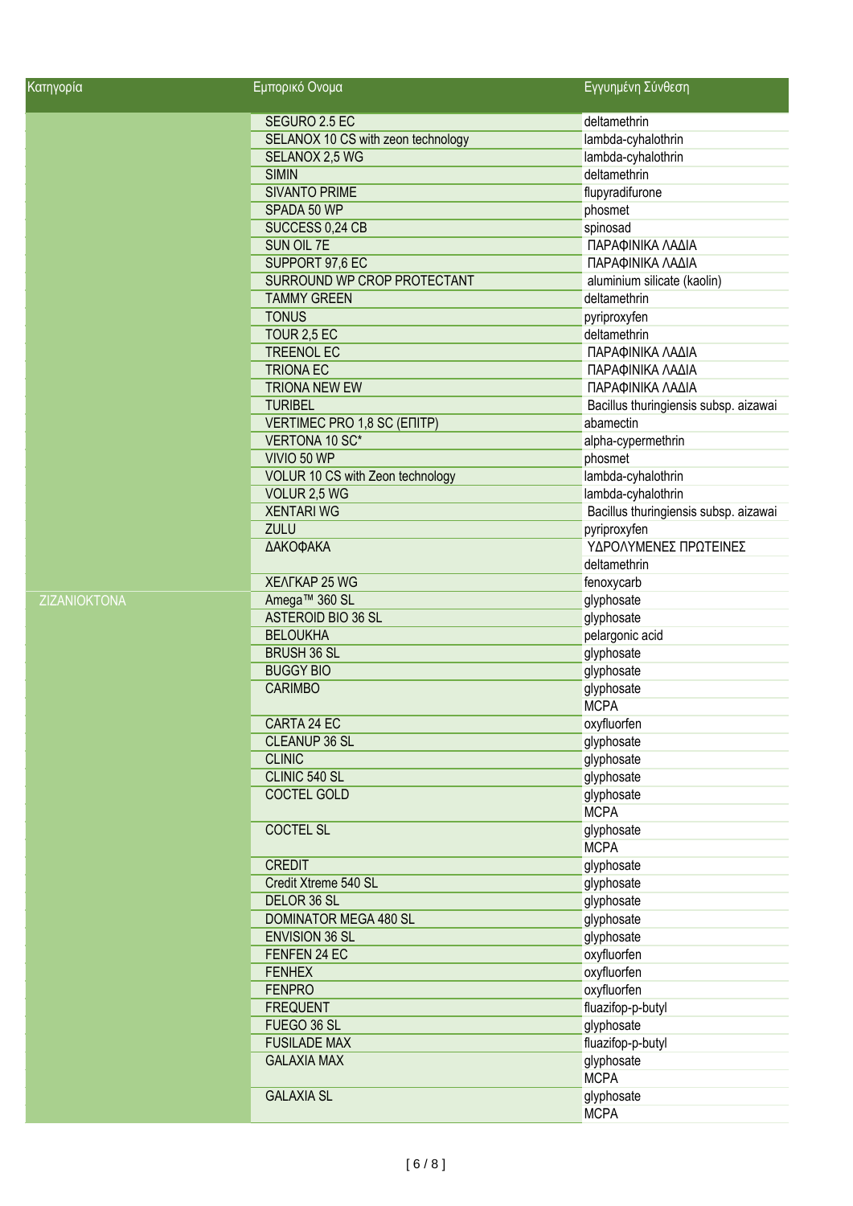| Κατηγορία | Εμπορικό Ονομα | Εγγυημένη Σύνθεση |
|---|---|---|
| | SEGURO 2.5 EC | deltamethrin |
| | SELANOX 10 CS with zeon technology | lambda-cyhalothrin |
| | SELANOX 2,5 WG | lambda-cyhalothrin |
| | SIMIN | deltamethrin |
| | SIVANTO PRIME | flupyradifurone |
| | SPADA 50 WP | phosmet |
| | SUCCESS 0,24 CB | spinosad |
| | SUN OIL 7E | ΠΑΡΑΦΙΝΙΚΑ ΛΑΔΙΑ |
| | SUPPORT 97,6 EC | ΠΑΡΑΦΙΝΙΚΑ ΛΑΔΙΑ |
| | SURROUND WP CROP PROTECTANT | aluminium silicate (kaolin) |
| | TAMMY GREEN | deltamethrin |
| | TONUS | pyriproxyfen |
| | TOUR 2,5 EC | deltamethrin |
| | TREENOL EC | ΠΑΡΑΦΙΝΙΚΑ ΛΑΔΙΑ |
| | TRIONA EC | ΠΑΡΑΦΙΝΙΚΑ ΛΑΔΙΑ |
| | TRIONA NEW EW | ΠΑΡΑΦΙΝΙΚΑ ΛΑΔΙΑ |
| | TURIBEL | Bacillus thuringiensis subsp. aizawai |
| | VERTIMEC PRO 1,8 SC (ΕΠΙΤΡ) | abamectin |
| | VERTONA 10 SC* | alpha-cypermethrin |
| | VIVIO 50 WP | phosmet |
| | VOLUR 10 CS with Zeon technology | lambda-cyhalothrin |
| | VOLUR 2,5 WG | lambda-cyhalothrin |
| | XENTARI WG | Bacillus thuringiensis subsp. aizawai |
| | ZULU | pyriproxyfen |
| | ΔΑΚΟΦΑΚΑ | ΥΔΡΟΛΥΜΕΝΕΣ ΠΡΩΤΕΙΝΕΣ |
| | | deltamethrin |
| | ΧΕΛΓΚΑΡ 25 WG | fenoxycarb |
| ΖΙΖΑΝΙΟΚΤΟΝΑ | Amega™ 360 SL | glyphosate |
| | ASTEROID BIO 36 SL | glyphosate |
| | BELOUKHA | pelargonic acid |
| | BRUSH 36 SL | glyphosate |
| | BUGGY BIO | glyphosate |
| | CARIMBO | glyphosate |
| | | MCPA |
| | CARTA 24 EC | oxyfluorfen |
| | CLEANUP 36 SL | glyphosate |
| | CLINIC | glyphosate |
| | CLINIC 540 SL | glyphosate |
| | COCTEL GOLD | glyphosate |
| | | MCPA |
| | COCTEL SL | glyphosate |
| | | MCPA |
| | CREDIT | glyphosate |
| | Credit Xtreme 540 SL | glyphosate |
| | DELOR 36 SL | glyphosate |
| | DOMINATOR MEGA 480 SL | glyphosate |
| | ENVISION 36 SL | glyphosate |
| | FENFEN 24 EC | oxyfluorfen |
| | FENHEX | oxyfluorfen |
| | FENPRO | oxyfluorfen |
| | FREQUENT | fluazifop-p-butyl |
| | FUEGO 36 SL | glyphosate |
| | FUSILADE MAX | fluazifop-p-butyl |
| | GALAXIA MAX | glyphosate |
| | | MCPA |
| | GALAXIA SL | glyphosate |
| | | MCPA |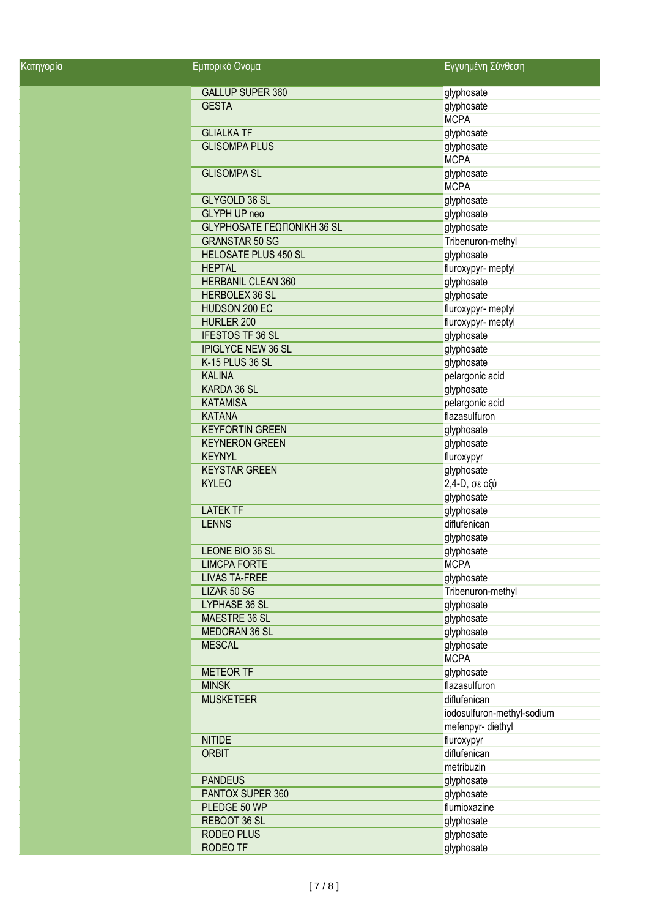| Κατηγορία | Εμπορικό Ονομα | Εγγυημένη Σύνθεση |
|---|---|---|
| | GALLUP SUPER 360 | glyphosate |
| | GESTA | glyphosate |
| | | MCPA |
| | GLIALKA TF | glyphosate |
| | GLISOMPA PLUS | glyphosate |
| | | MCPA |
| | GLISOMPA SL | glyphosate |
| | | MCPA |
| | GLYGOLD 36 SL | glyphosate |
| | GLYPH UP neo | glyphosate |
| | GLYPHOSATE ΓΕΩΠΟΝΙΚΗ 36 SL | glyphosate |
| | GRANSTAR 50 SG | Tribenuron-methyl |
| | HELOSATE PLUS 450 SL | glyphosate |
| | HEPTAL | fluroxypyr- meptyl |
| | HERBANIL CLEAN 360 | glyphosate |
| | HERBOLEX 36 SL | glyphosate |
| | HUDSON 200 EC | fluroxypyr- meptyl |
| | HURLER 200 | fluroxypyr- meptyl |
| | IFESTOS TF 36 SL | glyphosate |
| | IPIGLYCE NEW 36 SL | glyphosate |
| | K-15 PLUS 36 SL | glyphosate |
| | KALINA | pelargonic acid |
| | KARDA 36 SL | glyphosate |
| | KATAMISA | pelargonic acid |
| | KATANA | flazasulfuron |
| | KEYFORTIN GREEN | glyphosate |
| | KEYNERON GREEN | glyphosate |
| | KEYNYL | fluroxypyr |
| | KEYSTAR GREEN | glyphosate |
| | KYLEO | 2,4-D, σε οξύ |
| | | glyphosate |
| | LATEK TF | glyphosate |
| | LENNS | diflufenican |
| | | glyphosate |
| | LEONE BIO 36 SL | glyphosate |
| | LIMCPA FORTE | MCPA |
| | LIVAS TA-FREE | glyphosate |
| | LIZAR 50 SG | Tribenuron-methyl |
| | LYPHASE 36 SL | glyphosate |
| | MAESTRE 36 SL | glyphosate |
| | MEDORAN 36 SL | glyphosate |
| | MESCAL | glyphosate |
| | | MCPA |
| | METEOR TF | glyphosate |
| | MINSK | flazasulfuron |
| | MUSKETEER | diflufenican |
| | | iodosulfuron-methyl-sodium |
| | | mefenpyr- diethyl |
| | NITIDE | fluroxypyr |
| | ORBIT | diflufenican |
| | | metribuzin |
| | PANDEUS | glyphosate |
| | PANTOX SUPER 360 | glyphosate |
| | PLEDGE 50 WP | flumioxazine |
| | REBOOT 36 SL | glyphosate |
| | RODEO PLUS | glyphosate |
| | RODEO TF | glyphosate |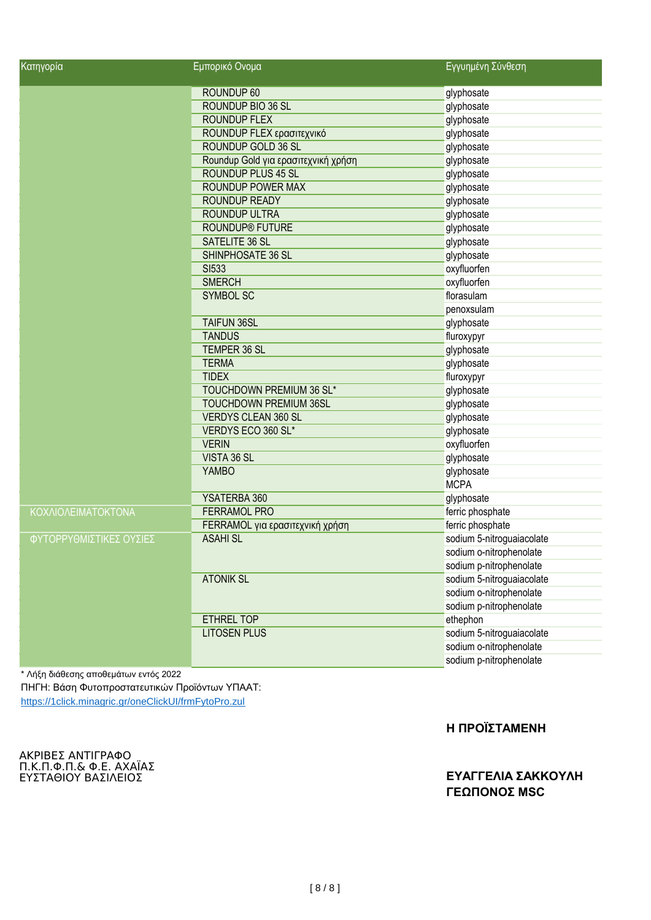| Κατηγορία | Εμπορικό Ονομα | Εγγυημένη Σύνθεση |
|---|---|---|
| | ROUNDUP 60 | glyphosate |
| | ROUNDUP BIO 36 SL | glyphosate |
| | ROUNDUP FLEX | glyphosate |
| | ROUNDUP FLEX ερασιτεχνικό | glyphosate |
| | ROUNDUP GOLD 36 SL | glyphosate |
| | Roundup Gold για ερασιτεχνική χρήση | glyphosate |
| | ROUNDUP PLUS 45 SL | glyphosate |
| | ROUNDUP POWER MAX | glyphosate |
| | ROUNDUP READY | glyphosate |
| | ROUNDUP ULTRA | glyphosate |
| | ROUNDUP® FUTURE | glyphosate |
| | SATELITE 36 SL | glyphosate |
| | SHINPHOSATE 36 SL | glyphosate |
| | SI533 | oxyfluorfen |
| | SMERCH | oxyfluorfen |
| | SYMBOL SC | florasulam |
| | | penoxsulam |
| | TAIFUN 36SL | glyphosate |
| | TANDUS | fluroxypyr |
| | TEMPER 36 SL | glyphosate |
| | TERMA | glyphosate |
| | TIDEX | fluroxypyr |
| | TOUCHDOWN PREMIUM 36 SL* | glyphosate |
| | TOUCHDOWN PREMIUM 36SL | glyphosate |
| | VERDYS CLEAN 360 SL | glyphosate |
| | VERDYS ECO 360 SL* | glyphosate |
| | VERIN | oxyfluorfen |
| | VISTA 36 SL | glyphosate |
| | YAMBO | glyphosate |
| | | MCPA |
| | YSATERBA 360 | glyphosate |
| ΚΟΧΛΙΟΛΕΙΜΑΤΟΚΤΟΝΑ | FERRAMOL PRO | ferric phosphate |
| | FERRAMOL για ερασιτεχνική χρήση | ferric phosphate |
| ΦΥΤΟΡΡΥΘΜΙΣΤΙΚΕΣ ΟΥΣΙΕΣ | ASAHI SL | sodium 5-nitroguaiacolate |
| | | sodium o-nitrophenolate |
| | | sodium p-nitrophenolate |
| | ATONIK SL | sodium 5-nitroguaiacolate |
| | | sodium o-nitrophenolate |
| | | sodium p-nitrophenolate |
| | ETHREL TOP | ethephon |
| | LITOSEN PLUS | sodium 5-nitroguaiacolate |
| | | sodium o-nitrophenolate |
| | | sodium p-nitrophenolate |

* Λήξη διάθεσης αποθεμάτων εντός 2022

ΠΗΓΗ: Βάση Φυτοπροστατευτικών Προϊόντων ΥΠΑΑΤ:
https://1click.minagric.gr/oneClickUI/frmFytoPro.zul

**Η ΠΡΟΪΣΤΑΜΕΝΗ**

ΑΚΡΙΒΕΣ ΑΝΤΙΓΡΑΦΟ
Π.Κ.Π.Φ.Π.& Φ.Ε. ΑΧΑΪΑΣ
ΕΥΣΤΑΘΙΟΥ ΒΑΣΙΛΕΙΟΣ

**ΕΥΑΓΓΕΛΙΑ ΣΑΚΚΟΥΛΗ**
**ΓΕΩΠΟΝΟΣ MSC**